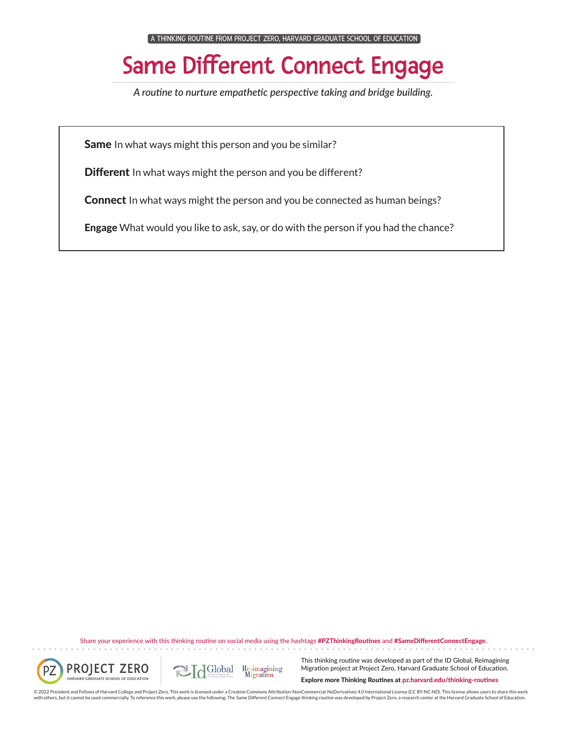A THINKING ROUTINE FROM PROJECT ZERO, HARVARD GRADUATE SCHOOL OF EDUCATION

# Same Different Connect Engage

*A routine to nurture empathetic perspective taking and bridge building.*

**Same** In what ways might this person and you be similar?

**Different** In what ways might the person and you be different?

**Connect** In what ways might the person and you be connected as human beings?

**Engage** What would you like to ask, say, or do with the person if you had the chance?

Share your experience with this thinking routine on social media using the hashtags **#PZThinkingRoutines** and **#SameDifferentConnectEngage.**

PROJECT ZERO HARVARD GRADUATE SCHOOL OF EDUCATION

IdGlobal Re-imagining Migration

This thinking routine was developed as part of the ID Global, Reimagining Migration project at Project Zero, Harvard Graduate School of Education.

**Explore more Thinking Routines at pz.harvard.edu/thinking-routines**

© 2022 President and Fellows of Harvard College and Project Zero. This work is licensed under a Creative Commons Attribution-NonCommercial-NoDerivatives 4.0 International License (CC BY-NC-ND). This license allows users to share this work with others, but it cannot be used commercially. To reference this work, please use the following: The *Same Different Connect* Engage thinking routine was developed by Project Zero, a research center at the Harvard Graduate School of Education.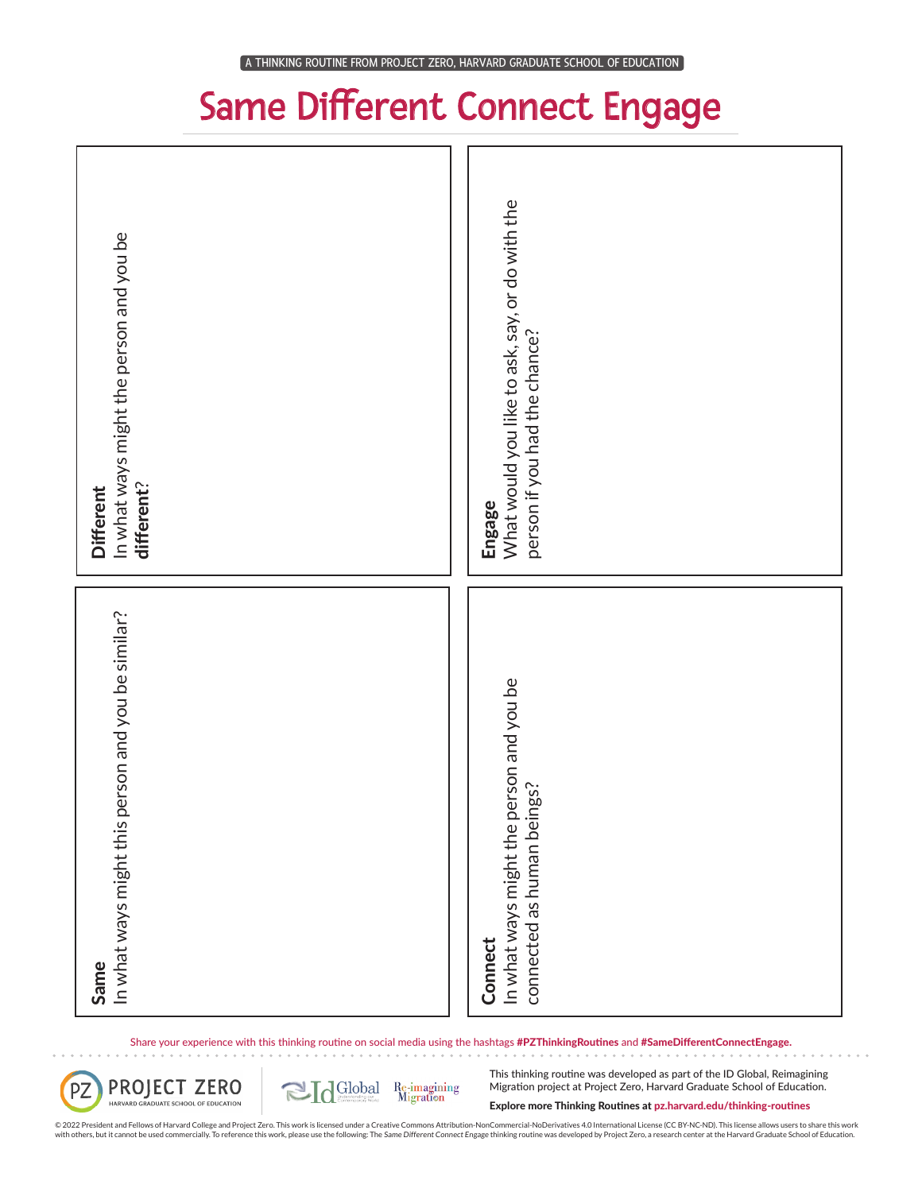A THINKING ROUTINE FROM PROJECT ZERO, HARVARD GRADUATE SCHOOL OF EDUCATION

# Same Different Connect Engage

**Same**
In what ways might this person and you be similar?

**Different**
In what ways might the person and you be **different**?

**Connect**
In what ways might the person and you be connected as human beings?

**Engage**
What would you like to ask, say, or do with the person if you had the chance?

Share your experience with this thinking routine on social media using the hashtags **#PZThinkingRoutines** and **#SameDifferentConnectEngage.**

PROJECT ZERO
HARVARD GRADUATE SCHOOL OF EDUCATION

IdGlobal Re-imagining Migration

This thinking routine was developed as part of the ID Global, Reimagining Migration project at Project Zero, Harvard Graduate School of Education.

**Explore more Thinking Routines at pz.harvard.edu/thinking-routines**

© 2022 President and Fellows of Harvard College and Project Zero. This work is licensed under a Creative Commons Attribution-NonCommercial-NoDerivatives 4.0 International License (CC BY-NC-ND). This license allows users to share this work with others, but it cannot be used commercially. To reference this work, please use the following: The *Same Different Connect* Engage thinking routine was developed by Project Zero, a research center at the Harvard Graduate School of Education.